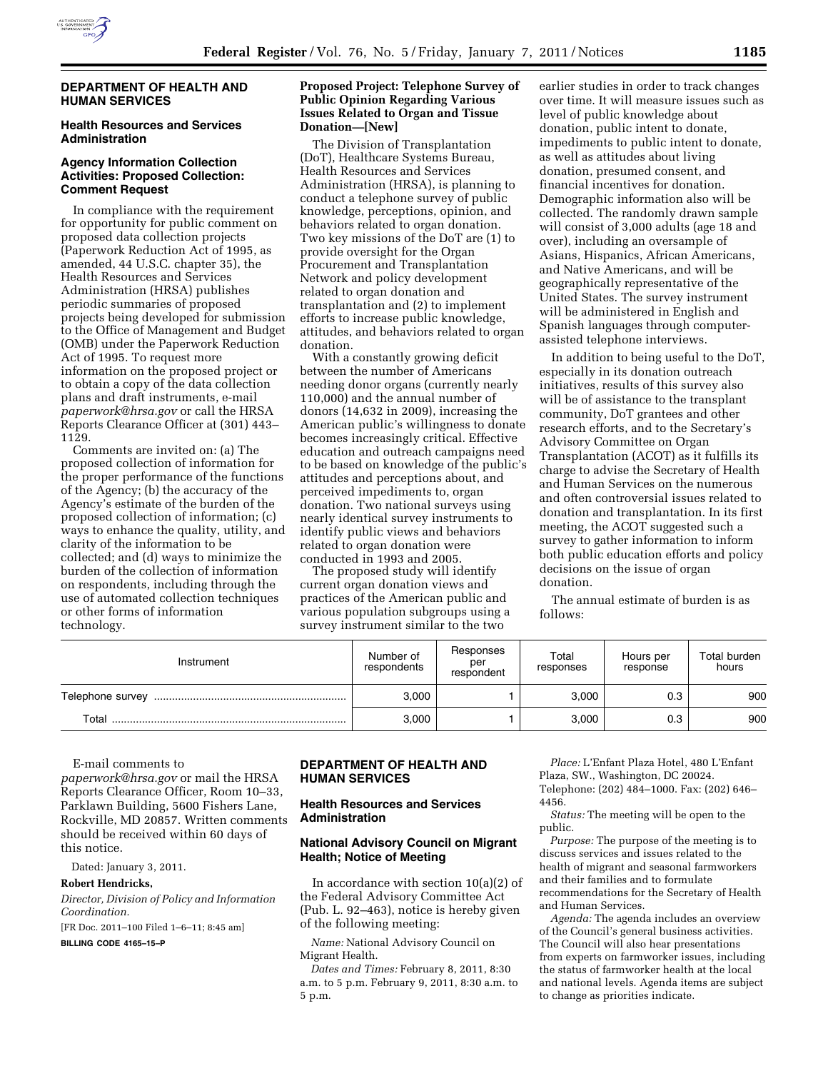## DEPARTMENT OF HEALTH AND HUMAN SERVICES

### Health Resources and Services Administration

### Agency Information Collection Activities: Proposed Collection: Comment Request

In compliance with the requirement for opportunity for public comment on proposed data collection projects (Paperwork Reduction Act of 1995, as amended, 44 U.S.C. chapter 35), the Health Resources and Services Administration (HRSA) publishes periodic summaries of proposed projects being developed for submission to the Office of Management and Budget (OMB) under the Paperwork Reduction Act of 1995. To request more information on the proposed project or to obtain a copy of the data collection plans and draft instruments, e-mail *paperwork@hrsa.gov* or call the HRSA Reports Clearance Officer at (301) 443–1129.

Comments are invited on: (a) The proposed collection of information for the proper performance of the functions of the Agency; (b) the accuracy of the Agency's estimate of the burden of the proposed collection of information; (c) ways to enhance the quality, utility, and clarity of the information to be collected; and (d) ways to minimize the burden of the collection of information on respondents, including through the use of automated collection techniques or other forms of information technology.

**Proposed Project: Telephone Survey of Public Opinion Regarding Various Issues Related to Organ and Tissue Donation—[New]**

The Division of Transplantation (DoT), Healthcare Systems Bureau, Health Resources and Services Administration (HRSA), is planning to conduct a telephone survey of public knowledge, perceptions, opinion, and behaviors related to organ donation. Two key missions of the DoT are (1) to provide oversight for the Organ Procurement and Transplantation Network and policy development related to organ donation and transplantation and (2) to implement efforts to increase public knowledge, attitudes, and behaviors related to organ donation.

With a constantly growing deficit between the number of Americans needing donor organs (currently nearly 110,000) and the annual number of donors (14,632 in 2009), increasing the American public's willingness to donate becomes increasingly critical. Effective education and outreach campaigns need to be based on knowledge of the public's attitudes and perceptions about, and perceived impediments to, organ donation. Two national surveys using nearly identical survey instruments to identify public views and behaviors related to organ donation were conducted in 1993 and 2005.

The proposed study will identify current organ donation views and practices of the American public and various population subgroups using a survey instrument similar to the two earlier studies in order to track changes over time. It will measure issues such as level of public knowledge about donation, public intent to donate, impediments to public intent to donate, as well as attitudes about living donation, presumed consent, and financial incentives for donation. Demographic information also will be collected. The randomly drawn sample will consist of 3,000 adults (age 18 and over), including an oversample of Asians, Hispanics, African Americans, and Native Americans, and will be geographically representative of the United States. The survey instrument will be administered in English and Spanish languages through computer-assisted telephone interviews.

In addition to being useful to the DoT, especially in its donation outreach initiatives, results of this survey also will be of assistance to the transplant community, DoT grantees and other research efforts, and to the Secretary's Advisory Committee on Organ Transplantation (ACOT) as it fulfills its charge to advise the Secretary of Health and Human Services on the numerous and often controversial issues related to donation and transplantation. In its first meeting, the ACOT suggested such a survey to gather information to inform both public education efforts and policy decisions on the issue of organ donation.

The annual estimate of burden is as follows:

| Instrument | Number of respondents | Responses per respondent | Total responses | Hours per response | Total burden hours |
|---|---|---|---|---|---|
| Telephone survey | 3,000 | 1 | 3,000 | 0.3 | 900 |
| Total | 3,000 | 1 | 3,000 | 0.3 | 900 |

E-mail comments to *paperwork@hrsa.gov* or mail the HRSA Reports Clearance Officer, Room 10–33, Parklawn Building, 5600 Fishers Lane, Rockville, MD 20857. Written comments should be received within 60 days of this notice.

Dated: January 3, 2011.

**Robert Hendricks,**

*Director, Division of Policy and Information Coordination.*

[FR Doc. 2011–100 Filed 1–6–11; 8:45 am]

**BILLING CODE 4165–15–P**

## DEPARTMENT OF HEALTH AND HUMAN SERVICES

### Health Resources and Services Administration

### National Advisory Council on Migrant Health; Notice of Meeting

In accordance with section 10(a)(2) of the Federal Advisory Committee Act (Pub. L. 92–463), notice is hereby given of the following meeting:

*Name:* National Advisory Council on Migrant Health.

*Dates and Times:* February 8, 2011, 8:30 a.m. to 5 p.m. February 9, 2011, 8:30 a.m. to 5 p.m.

*Place:* L'Enfant Plaza Hotel, 480 L'Enfant Plaza, SW., Washington, DC 20024. Telephone: (202) 484–1000. Fax: (202) 646–4456.

*Status:* The meeting will be open to the public.

*Purpose:* The purpose of the meeting is to discuss services and issues related to the health of migrant and seasonal farmworkers and their families and to formulate recommendations for the Secretary of Health and Human Services.

*Agenda:* The agenda includes an overview of the Council's general business activities. The Council will also hear presentations from experts on farmworker issues, including the status of farmworker health at the local and national levels. Agenda items are subject to change as priorities indicate.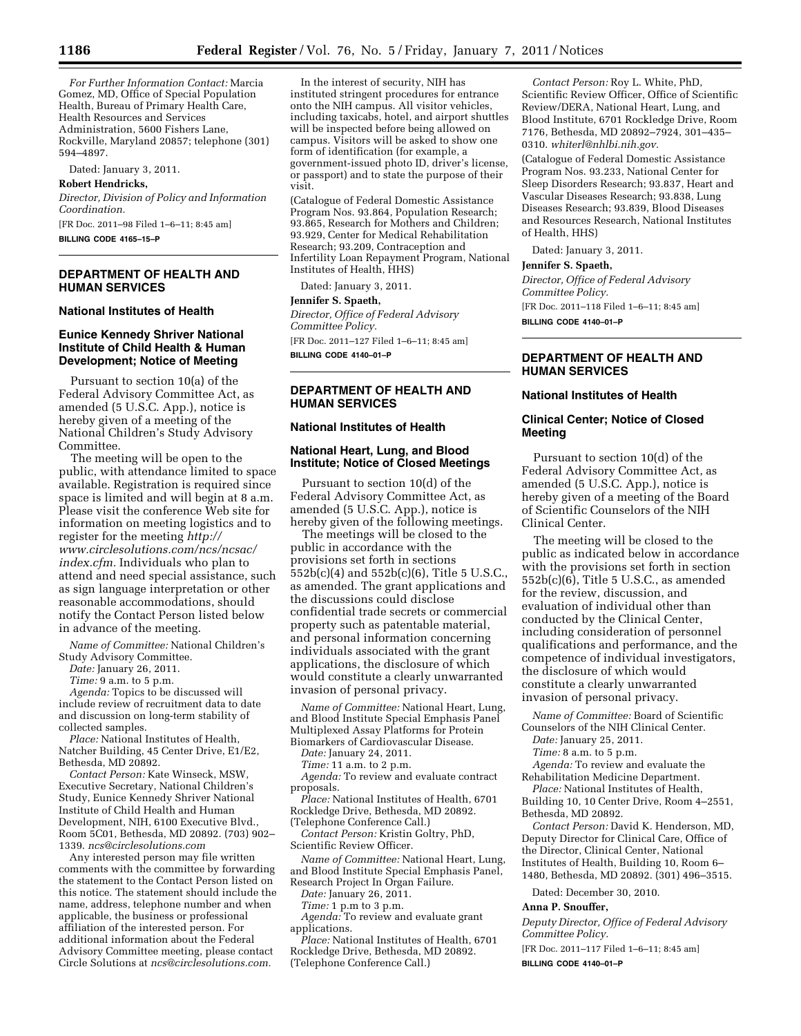*For Further Information Contact:* Marcia Gomez, MD, Office of Special Population Health, Bureau of Primary Health Care, Health Resources and Services Administration, 5600 Fishers Lane, Rockville, Maryland 20857; telephone (301) 594–4897.

Dated: January 3, 2011.

**Robert Hendricks,**

*Director, Division of Policy and Information Coordination.*

[FR Doc. 2011–98 Filed 1–6–11; 8:45 am]

**BILLING CODE 4165–15–P**

## DEPARTMENT OF HEALTH AND HUMAN SERVICES

### National Institutes of Health

### Eunice Kennedy Shriver National Institute of Child Health & Human Development; Notice of Meeting

Pursuant to section 10(a) of the Federal Advisory Committee Act, as amended (5 U.S.C. App.), notice is hereby given of a meeting of the National Children's Study Advisory Committee.

The meeting will be open to the public, with attendance limited to space available. Registration is required since space is limited and will begin at 8 a.m. Please visit the conference Web site for information on meeting logistics and to register for the meeting *http://www.circlesolutions.com/ncs/ncsac/index.cfm.* Individuals who plan to attend and need special assistance, such as sign language interpretation or other reasonable accommodations, should notify the Contact Person listed below in advance of the meeting.

*Name of Committee:* National Children's Study Advisory Committee.

*Date:* January 26, 2011.

*Time:* 9 a.m. to 5 p.m.

*Agenda:* Topics to be discussed will include review of recruitment data to date and discussion on long-term stability of collected samples.

*Place:* National Institutes of Health, Natcher Building, 45 Center Drive, E1/E2, Bethesda, MD 20892.

*Contact Person:* Kate Winseck, MSW, Executive Secretary, National Children's Study, Eunice Kennedy Shriver National Institute of Child Health and Human Development, NIH, 6100 Executive Blvd., Room 5C01, Bethesda, MD 20892. (703) 902–1339. *ncs@circlesolutions.com*

Any interested person may file written comments with the committee by forwarding the statement to the Contact Person listed on this notice. The statement should include the name, address, telephone number and when applicable, the business or professional affiliation of the interested person. For additional information about the Federal Advisory Committee meeting, please contact Circle Solutions at *ncs@circlesolutions.com.*

In the interest of security, NIH has instituted stringent procedures for entrance onto the NIH campus. All visitor vehicles, including taxicabs, hotel, and airport shuttles will be inspected before being allowed on campus. Visitors will be asked to show one form of identification (for example, a government-issued photo ID, driver's license, or passport) and to state the purpose of their visit.

(Catalogue of Federal Domestic Assistance Program Nos. 93.864, Population Research; 93.865, Research for Mothers and Children; 93.929, Center for Medical Rehabilitation Research; 93.209, Contraception and Infertility Loan Repayment Program, National Institutes of Health, HHS)

Dated: January 3, 2011.

**Jennifer S. Spaeth,**

*Director, Office of Federal Advisory Committee Policy.*

[FR Doc. 2011–127 Filed 1–6–11; 8:45 am]

**BILLING CODE 4140–01–P**

## DEPARTMENT OF HEALTH AND HUMAN SERVICES

### National Institutes of Health

### National Heart, Lung, and Blood Institute; Notice of Closed Meetings

Pursuant to section 10(d) of the Federal Advisory Committee Act, as amended (5 U.S.C. App.), notice is hereby given of the following meetings.

The meetings will be closed to the public in accordance with the provisions set forth in sections 552b(c)(4) and 552b(c)(6), Title 5 U.S.C., as amended. The grant applications and the discussions could disclose confidential trade secrets or commercial property such as patentable material, and personal information concerning individuals associated with the grant applications, the disclosure of which would constitute a clearly unwarranted invasion of personal privacy.

*Name of Committee:* National Heart, Lung, and Blood Institute Special Emphasis Panel Multiplexed Assay Platforms for Protein Biomarkers of Cardiovascular Disease.

*Date:* January 24, 2011.

*Time:* 11 a.m. to 2 p.m.

*Agenda:* To review and evaluate contract proposals.

*Place:* National Institutes of Health, 6701 Rockledge Drive, Bethesda, MD 20892. (Telephone Conference Call.)

*Contact Person:* Kristin Goltry, PhD, Scientific Review Officer.

*Name of Committee:* National Heart, Lung, and Blood Institute Special Emphasis Panel, Research Project In Organ Failure.

*Date:* January 26, 2011.

*Time:* 1 p.m to 3 p.m.

*Agenda:* To review and evaluate grant applications.

*Place:* National Institutes of Health, 6701 Rockledge Drive, Bethesda, MD 20892. (Telephone Conference Call.)

*Contact Person:* Roy L. White, PhD, Scientific Review Officer, Office of Scientific Review/DERA, National Heart, Lung, and Blood Institute, 6701 Rockledge Drive, Room 7176, Bethesda, MD 20892–7924, 301–435–0310. *whiterl@nhlbi.nih.gov.*

(Catalogue of Federal Domestic Assistance Program Nos. 93.233, National Center for Sleep Disorders Research; 93.837, Heart and Vascular Diseases Research; 93.838, Lung Diseases Research; 93.839, Blood Diseases and Resources Research, National Institutes of Health, HHS)

Dated: January 3, 2011.

**Jennifer S. Spaeth,**

*Director, Office of Federal Advisory Committee Policy.*

[FR Doc. 2011–118 Filed 1–6–11; 8:45 am]

**BILLING CODE 4140–01–P**

## DEPARTMENT OF HEALTH AND HUMAN SERVICES

### National Institutes of Health

### Clinical Center; Notice of Closed Meeting

Pursuant to section 10(d) of the Federal Advisory Committee Act, as amended (5 U.S.C. App.), notice is hereby given of a meeting of the Board of Scientific Counselors of the NIH Clinical Center.

The meeting will be closed to the public as indicated below in accordance with the provisions set forth in section 552b(c)(6), Title 5 U.S.C., as amended for the review, discussion, and evaluation of individual other than conducted by the Clinical Center, including consideration of personnel qualifications and performance, and the competence of individual investigators, the disclosure of which would constitute a clearly unwarranted invasion of personal privacy.

*Name of Committee:* Board of Scientific Counselors of the NIH Clinical Center.

*Date:* January 25, 2011.

*Time:* 8 a.m. to 5 p.m.

*Agenda:* To review and evaluate the Rehabilitation Medicine Department.

*Place:* National Institutes of Health, Building 10, 10 Center Drive, Room 4–2551, Bethesda, MD 20892.

*Contact Person:* David K. Henderson, MD, Deputy Director for Clinical Care, Office of the Director, Clinical Center, National Institutes of Health, Building 10, Room 6–1480, Bethesda, MD 20892. (301) 496–3515.

Dated: December 30, 2010.

**Anna P. Snouffer,**

*Deputy Director, Office of Federal Advisory Committee Policy.*

[FR Doc. 2011–117 Filed 1–6–11; 8:45 am]

**BILLING CODE 4140–01–P**